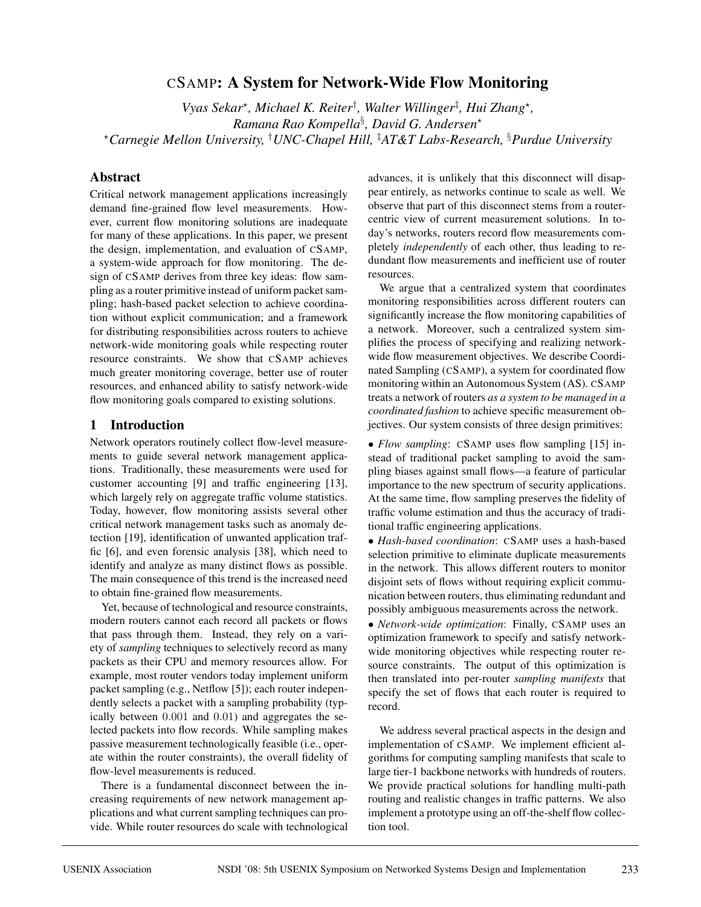# cSAMP: A System for Network-Wide Flow Monitoring

*Vyas Sekar*[⋆]*, Michael K. Reiter*[†]*, Walter Willinger*[‡]*, Hui Zhang*[⋆]*,*
*Ramana Rao Kompella*[§]*, David G. Andersen*[⋆]

[⋆]*Carnegie Mellon University,* [†]*UNC-Chapel Hill,* [‡]*AT&T Labs-Research,* [§]*Purdue University*

## Abstract

Critical network management applications increasingly demand fine-grained flow level measurements. However, current flow monitoring solutions are inadequate for many of these applications. In this paper, we present the design, implementation, and evaluation of cSAMP, a system-wide approach for flow monitoring. The design of cSAMP derives from three key ideas: flow sampling as a router primitive instead of uniform packet sampling; hash-based packet selection to achieve coordination without explicit communication; and a framework for distributing responsibilities across routers to achieve network-wide monitoring goals while respecting router resource constraints. We show that cSAMP achieves much greater monitoring coverage, better use of router resources, and enhanced ability to satisfy network-wide flow monitoring goals compared to existing solutions.

## 1 Introduction

Network operators routinely collect flow-level measurements to guide several network management applications. Traditionally, these measurements were used for customer accounting [9] and traffic engineering [13], which largely rely on aggregate traffic volume statistics. Today, however, flow monitoring assists several other critical network management tasks such as anomaly detection [19], identification of unwanted application traffic [6], and even forensic analysis [38], which need to identify and analyze as many distinct flows as possible. The main consequence of this trend is the increased need to obtain fine-grained flow measurements.

Yet, because of technological and resource constraints, modern routers cannot each record all packets or flows that pass through them. Instead, they rely on a variety of *sampling* techniques to selectively record as many packets as their CPU and memory resources allow. For example, most router vendors today implement uniform packet sampling (e.g., Netflow [5]); each router independently selects a packet with a sampling probability (typically between 0.001 and 0.01) and aggregates the selected packets into flow records. While sampling makes passive measurement technologically feasible (i.e., operate within the router constraints), the overall fidelity of flow-level measurements is reduced.

There is a fundamental disconnect between the increasing requirements of new network management applications and what current sampling techniques can provide. While router resources do scale with technological advances, it is unlikely that this disconnect will disappear entirely, as networks continue to scale as well. We observe that part of this disconnect stems from a router-centric view of current measurement solutions. In today's networks, routers record flow measurements completely *independently* of each other, thus leading to redundant flow measurements and inefficient use of router resources.

We argue that a centralized system that coordinates monitoring responsibilities across different routers can significantly increase the flow monitoring capabilities of a network. Moreover, such a centralized system simplifies the process of specifying and realizing network-wide flow measurement objectives. We describe Coordinated Sampling (cSAMP), a system for coordinated flow monitoring within an Autonomous System (AS). cSAMP treats a network of routers *as a system to be managed in a coordinated fashion* to achieve specific measurement objectives. Our system consists of three design primitives:

- *Flow sampling*: cSAMP uses flow sampling [15] instead of traditional packet sampling to avoid the sampling biases against small flows—a feature of particular importance to the new spectrum of security applications. At the same time, flow sampling preserves the fidelity of traffic volume estimation and thus the accuracy of traditional traffic engineering applications.
- *Hash-based coordination*: cSAMP uses a hash-based selection primitive to eliminate duplicate measurements in the network. This allows different routers to monitor disjoint sets of flows without requiring explicit communication between routers, thus eliminating redundant and possibly ambiguous measurements across the network.
- *Network-wide optimization*: Finally, cSAMP uses an optimization framework to specify and satisfy network-wide monitoring objectives while respecting router resource constraints. The output of this optimization is then translated into per-router *sampling manifests* that specify the set of flows that each router is required to record.

We address several practical aspects in the design and implementation of cSAMP. We implement efficient algorithms for computing sampling manifests that scale to large tier-1 backbone networks with hundreds of routers. We provide practical solutions for handling multi-path routing and realistic changes in traffic patterns. We also implement a prototype using an off-the-shelf flow collection tool.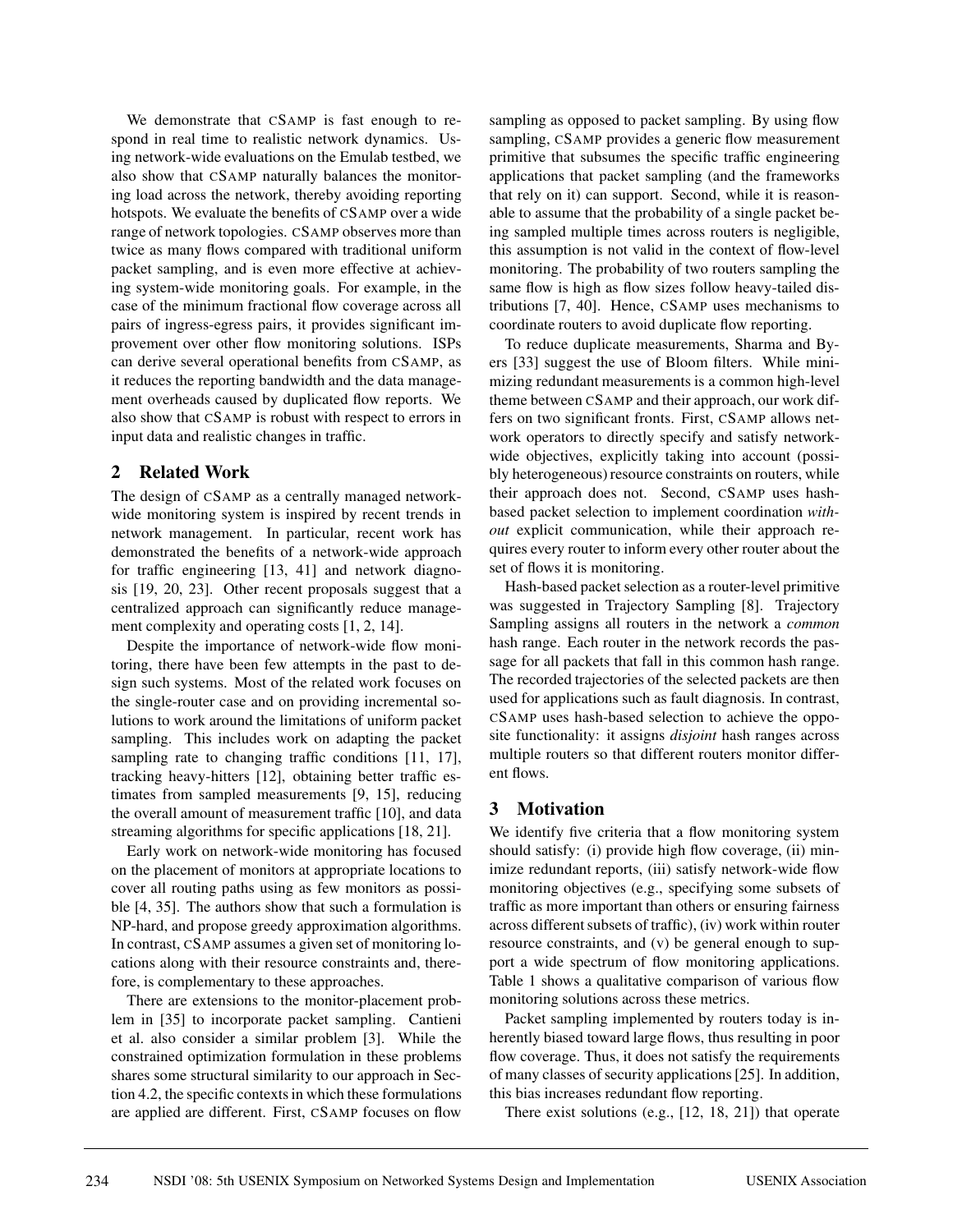We demonstrate that cSAMP is fast enough to respond in real time to realistic network dynamics. Using network-wide evaluations on the Emulab testbed, we also show that cSAMP naturally balances the monitoring load across the network, thereby avoiding reporting hotspots. We evaluate the benefits of cSAMP over a wide range of network topologies. cSAMP observes more than twice as many flows compared with traditional uniform packet sampling, and is even more effective at achieving system-wide monitoring goals. For example, in the case of the minimum fractional flow coverage across all pairs of ingress-egress pairs, it provides significant improvement over other flow monitoring solutions. ISPs can derive several operational benefits from cSAMP, as it reduces the reporting bandwidth and the data management overheads caused by duplicated flow reports. We also show that cSAMP is robust with respect to errors in input data and realistic changes in traffic.

## 2 Related Work

The design of cSAMP as a centrally managed network-wide monitoring system is inspired by recent trends in network management. In particular, recent work has demonstrated the benefits of a network-wide approach for traffic engineering [13, 41] and network diagnosis [19, 20, 23]. Other recent proposals suggest that a centralized approach can significantly reduce management complexity and operating costs [1, 2, 14].

Despite the importance of network-wide flow monitoring, there have been few attempts in the past to design such systems. Most of the related work focuses on the single-router case and on providing incremental solutions to work around the limitations of uniform packet sampling. This includes work on adapting the packet sampling rate to changing traffic conditions [11, 17], tracking heavy-hitters [12], obtaining better traffic estimates from sampled measurements [9, 15], reducing the overall amount of measurement traffic [10], and data streaming algorithms for specific applications [18, 21].

Early work on network-wide monitoring has focused on the placement of monitors at appropriate locations to cover all routing paths using as few monitors as possible [4, 35]. The authors show that such a formulation is NP-hard, and propose greedy approximation algorithms. In contrast, cSAMP assumes a given set of monitoring locations along with their resource constraints and, therefore, is complementary to these approaches.

There are extensions to the monitor-placement problem in [35] to incorporate packet sampling. Cantieni et al. also consider a similar problem [3]. While the constrained optimization formulation in these problems shares some structural similarity to our approach in Section 4.2, the specific contexts in which these formulations are applied are different. First, cSAMP focuses on flow sampling as opposed to packet sampling. By using flow sampling, cSAMP provides a generic flow measurement primitive that subsumes the specific traffic engineering applications that packet sampling (and the frameworks that rely on it) can support. Second, while it is reasonable to assume that the probability of a single packet being sampled multiple times across routers is negligible, this assumption is not valid in the context of flow-level monitoring. The probability of two routers sampling the same flow is high as flow sizes follow heavy-tailed distributions [7, 40]. Hence, cSAMP uses mechanisms to coordinate routers to avoid duplicate flow reporting.

To reduce duplicate measurements, Sharma and Byers [33] suggest the use of Bloom filters. While minimizing redundant measurements is a common high-level theme between cSAMP and their approach, our work differs on two significant fronts. First, cSAMP allows network operators to directly specify and satisfy network-wide objectives, explicitly taking into account (possibly heterogeneous) resource constraints on routers, while their approach does not. Second, cSAMP uses hash-based packet selection to implement coordination *without* explicit communication, while their approach requires every router to inform every other router about the set of flows it is monitoring.

Hash-based packet selection as a router-level primitive was suggested in Trajectory Sampling [8]. Trajectory Sampling assigns all routers in the network a *common* hash range. Each router in the network records the passage for all packets that fall in this common hash range. The recorded trajectories of the selected packets are then used for applications such as fault diagnosis. In contrast, cSAMP uses hash-based selection to achieve the opposite functionality: it assigns *disjoint* hash ranges across multiple routers so that different routers monitor different flows.

## 3 Motivation

We identify five criteria that a flow monitoring system should satisfy: (i) provide high flow coverage, (ii) minimize redundant reports, (iii) satisfy network-wide flow monitoring objectives (e.g., specifying some subsets of traffic as more important than others or ensuring fairness across different subsets of traffic), (iv) work within router resource constraints, and (v) be general enough to support a wide spectrum of flow monitoring applications. Table 1 shows a qualitative comparison of various flow monitoring solutions across these metrics.

Packet sampling implemented by routers today is inherently biased toward large flows, thus resulting in poor flow coverage. Thus, it does not satisfy the requirements of many classes of security applications [25]. In addition, this bias increases redundant flow reporting.

There exist solutions (e.g., [12, 18, 21]) that operate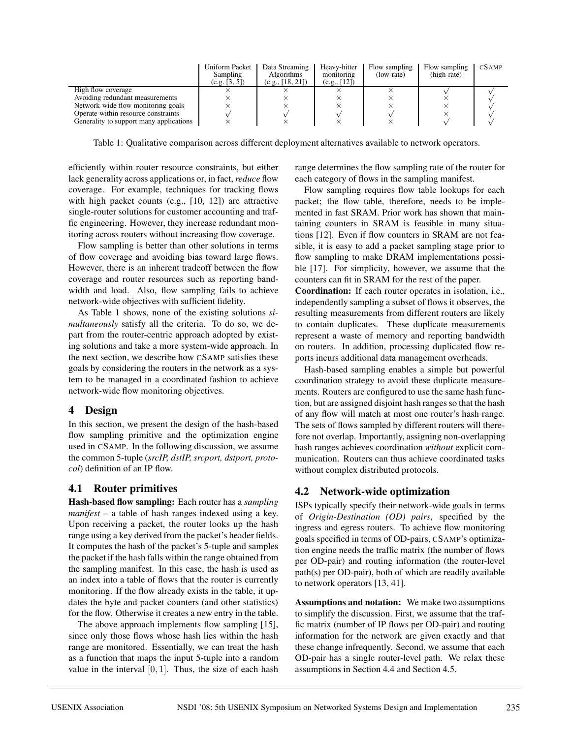| | Uniform Packet Sampling (e.g. [3, 5]) | Data Streaming Algorithms (e.g., [18, 21]) | Heavy-hitter monitoring (e.g., [12]) | Flow sampling (low-rate) | Flow sampling (high-rate) | cSAMP |
|---|---|---|---|---|---|---|
| High flow coverage | × | × | × | × | √ | √ |
| Avoiding redundant measurements | × | × | × | × | × | √ |
| Network-wide flow monitoring goals | × | × | × | × | × | √ |
| Operate within resource constraints | √ | √ | √ | √ | × | √ |
| Generality to support many applications | × | × | × | × | √ | √ |

Table 1: Qualitative comparison across different deployment alternatives available to network operators.

efficiently within router resource constraints, but either lack generality across applications or, in fact, *reduce* flow coverage. For example, techniques for tracking flows with high packet counts (e.g., [10, 12]) are attractive single-router solutions for customer accounting and traffic engineering. However, they increase redundant monitoring across routers without increasing flow coverage.

Flow sampling is better than other solutions in terms of flow coverage and avoiding bias toward large flows. However, there is an inherent tradeoff between the flow coverage and router resources such as reporting bandwidth and load. Also, flow sampling fails to achieve network-wide objectives with sufficient fidelity.

As Table 1 shows, none of the existing solutions *simultaneously* satisfy all the criteria. To do so, we depart from the router-centric approach adopted by existing solutions and take a more system-wide approach. In the next section, we describe how cSAMP satisfies these goals by considering the routers in the network as a system to be managed in a coordinated fashion to achieve network-wide flow monitoring objectives.

## 4 Design

In this section, we present the design of the hash-based flow sampling primitive and the optimization engine used in cSAMP. In the following discussion, we assume the common 5-tuple (*srcIP, dstIP, srcport, dstport, protocol*) definition of an IP flow.

### 4.1 Router primitives

**Hash-based flow sampling:** Each router has a *sampling manifest* – a table of hash ranges indexed using a key. Upon receiving a packet, the router looks up the hash range using a key derived from the packet's header fields. It computes the hash of the packet's 5-tuple and samples the packet if the hash falls within the range obtained from the sampling manifest. In this case, the hash is used as an index into a table of flows that the router is currently monitoring. If the flow already exists in the table, it updates the byte and packet counters (and other statistics) for the flow. Otherwise it creates a new entry in the table.

The above approach implements flow sampling [15], since only those flows whose hash lies within the hash range are monitored. Essentially, we can treat the hash as a function that maps the input 5-tuple into a random value in the interval $[0, 1]$. Thus, the size of each hash range determines the flow sampling rate of the router for each category of flows in the sampling manifest.

Flow sampling requires flow table lookups for each packet; the flow table, therefore, needs to be implemented in fast SRAM. Prior work has shown that maintaining counters in SRAM is feasible in many situations [12]. Even if flow counters in SRAM are not feasible, it is easy to add a packet sampling stage prior to flow sampling to make DRAM implementations possible [17]. For simplicity, however, we assume that the counters can fit in SRAM for the rest of the paper.

**Coordination:** If each router operates in isolation, i.e., independently sampling a subset of flows it observes, the resulting measurements from different routers are likely to contain duplicates. These duplicate measurements represent a waste of memory and reporting bandwidth on routers. In addition, processing duplicated flow reports incurs additional data management overheads.

Hash-based sampling enables a simple but powerful coordination strategy to avoid these duplicate measurements. Routers are configured to use the same hash function, but are assigned disjoint hash ranges so that the hash of any flow will match at most one router's hash range. The sets of flows sampled by different routers will therefore not overlap. Importantly, assigning non-overlapping hash ranges achieves coordination *without* explicit communication. Routers can thus achieve coordinated tasks without complex distributed protocols.

### 4.2 Network-wide optimization

ISPs typically specify their network-wide goals in terms of *Origin-Destination (OD) pairs*, specified by the ingress and egress routers. To achieve flow monitoring goals specified in terms of OD-pairs, cSAMP's optimization engine needs the traffic matrix (the number of flows per OD-pair) and routing information (the router-level path(s) per OD-pair), both of which are readily available to network operators [13, 41].

**Assumptions and notation:** We make two assumptions to simplify the discussion. First, we assume that the traffic matrix (number of IP flows per OD-pair) and routing information for the network are given exactly and that these change infrequently. Second, we assume that each OD-pair has a single router-level path. We relax these assumptions in Section 4.4 and Section 4.5.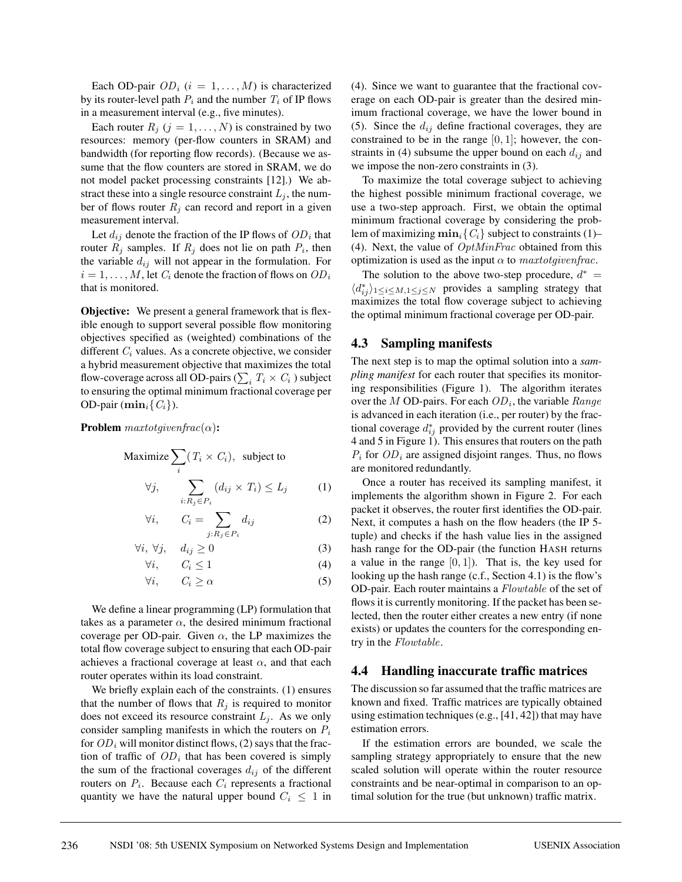Each OD-pair $OD_i$ ($i = 1, \ldots, M$) is characterized by its router-level path $P_i$ and the number $T_i$ of IP flows in a measurement interval (e.g., five minutes).

Each router $R_j$ ($j = 1, \ldots, N$) is constrained by two resources: memory (per-flow counters in SRAM) and bandwidth (for reporting flow records). (Because we assume that the flow counters are stored in SRAM, we do not model packet processing constraints [12].) We abstract these into a single resource constraint $L_j$, the number of flows router $R_j$ can record and report in a given measurement interval.

Let $d_{ij}$ denote the fraction of the IP flows of $OD_i$ that router $R_j$ samples. If $R_j$ does not lie on path $P_i$, then the variable $d_{ij}$ will not appear in the formulation. For $i = 1, \ldots, M$, let $C_i$ denote the fraction of flows on $OD_i$ that is monitored.

**Objective:** We present a general framework that is flexible enough to support several possible flow monitoring objectives specified as (weighted) combinations of the different $C_i$ values. As a concrete objective, we consider a hybrid measurement objective that maximizes the total flow-coverage across all OD-pairs ($\sum_i T_i \times C_i$) subject to ensuring the optimal minimum fractional coverage per OD-pair ($\mathbf{min}_i\{C_i\}$).

**Problem** $maxtotgivenfrac(\alpha)$**:**

$$\text{Maximize} \sum_i (T_i \times C_i), \quad \text{subject to}$$

$$\forall j, \qquad \sum_{i: R_j \in P_i} (d_{ij} \times T_i) \leq L_j \qquad (1)$$

$$\forall i, \qquad C_i = \sum_{j: R_j \in P_i} d_{ij} \qquad (2)$$

$$\forall i, \; \forall j, \quad d_{ij} \geq 0 \qquad (3)$$

$$\forall i, \qquad C_i \leq 1 \qquad (4)$$

$$\forall i, \qquad C_i \geq \alpha \qquad (5)$$

We define a linear programming (LP) formulation that takes as a parameter $\alpha$, the desired minimum fractional coverage per OD-pair. Given $\alpha$, the LP maximizes the total flow coverage subject to ensuring that each OD-pair achieves a fractional coverage at least $\alpha$, and that each router operates within its load constraint.

We briefly explain each of the constraints. (1) ensures that the number of flows that $R_j$ is required to monitor does not exceed its resource constraint $L_j$. As we only consider sampling manifests in which the routers on $P_i$ for $OD_i$ will monitor distinct flows, (2) says that the fraction of traffic of $OD_i$ that has been covered is simply the sum of the fractional coverages $d_{ij}$ of the different routers on $P_i$. Because each $C_i$ represents a fractional quantity we have the natural upper bound $C_i \leq 1$ in (4). Since we want to guarantee that the fractional coverage on each OD-pair is greater than the desired minimum fractional coverage, we have the lower bound in (5). Since the $d_{ij}$ define fractional coverages, they are constrained to be in the range $[0, 1]$; however, the constraints in (4) subsume the upper bound on each $d_{ij}$ and we impose the non-zero constraints in (3).

To maximize the total coverage subject to achieving the highest possible minimum fractional coverage, we use a two-step approach. First, we obtain the optimal minimum fractional coverage by considering the problem of maximizing $\mathbf{min}_i\{C_i\}$ subject to constraints (1)–(4). Next, the value of $OptMinFrac$ obtained from this optimization is used as the input $\alpha$ to $maxtotgivenfrac$.

The solution to the above two-step procedure, $d^* = \langle d^*_{ij} \rangle_{1 \leq i \leq M, 1 \leq j \leq N}$ provides a sampling strategy that maximizes the total flow coverage subject to achieving the optimal minimum fractional coverage per OD-pair.

## 4.3 Sampling manifests

The next step is to map the optimal solution into a *sampling manifest* for each router that specifies its monitoring responsibilities (Figure 1). The algorithm iterates over the $M$ OD-pairs. For each $OD_i$, the variable $Range$ is advanced in each iteration (i.e., per router) by the fractional coverage $d^*_{ij}$ provided by the current router (lines 4 and 5 in Figure 1). This ensures that routers on the path $P_i$ for $OD_i$ are assigned disjoint ranges. Thus, no flows are monitored redundantly.

Once a router has received its sampling manifest, it implements the algorithm shown in Figure 2. For each packet it observes, the router first identifies the OD-pair. Next, it computes a hash on the flow headers (the IP 5-tuple) and checks if the hash value lies in the assigned hash range for the OD-pair (the function HASH returns a value in the range $[0, 1]$). That is, the key used for looking up the hash range (c.f., Section 4.1) is the flow's OD-pair. Each router maintains a $Flowtable$ of the set of flows it is currently monitoring. If the packet has been selected, then the router either creates a new entry (if none exists) or updates the counters for the corresponding entry in the $Flowtable$.

## 4.4 Handling inaccurate traffic matrices

The discussion so far assumed that the traffic matrices are known and fixed. Traffic matrices are typically obtained using estimation techniques (e.g., [41, 42]) that may have estimation errors.

If the estimation errors are bounded, we scale the sampling strategy appropriately to ensure that the new scaled solution will operate within the router resource constraints and be near-optimal in comparison to an optimal solution for the true (but unknown) traffic matrix.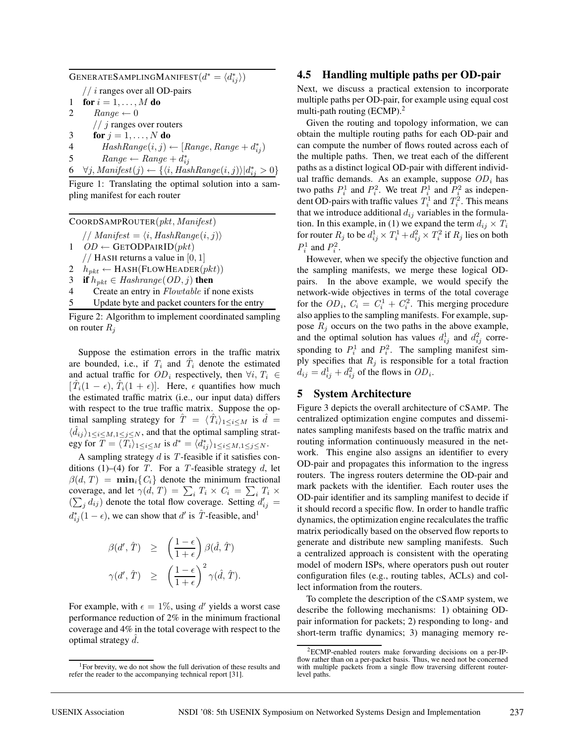```
GENERATESAMPLINGMANIFEST(d* = ⟨d*_ij⟩)
    // i ranges over all OD-pairs
1   for i = 1, ..., M do
2       Range ← 0
        // j ranges over routers
3       for j = 1, ..., N do
4           HashRange(i, j) ← [Range, Range + d*_ij)
5           Range ← Range + d*_ij
6   ∀j, Manifest(j) ← {⟨i, HashRange(i, j)⟩ | d*_ij > 0}
```

Figure 1: Translating the optimal solution into a sampling manifest for each router

```
COORDSAMPROUTER(pkt, Manifest)
    // Manifest = ⟨i, HashRange(i, j)⟩
1   OD ← GETODPAIRID(pkt)
    // HASH returns a value in [0, 1]
2   h_pkt ← HASH(FLOWHEADER(pkt))
3   if h_pkt ∈ Hashrange(OD, j) then
4       Create an entry in Flowtable if none exists
5       Update byte and packet counters for the entry
```

Figure 2: Algorithm to implement coordinated sampling on router $R_j$

Suppose the estimation errors in the traffic matrix are bounded, i.e., if $T_i$ and $\hat{T}_i$ denote the estimated and actual traffic for $OD_i$ respectively, then $\forall i, T_i \in [\hat{T}_i(1-\epsilon), \hat{T}_i(1+\epsilon)]$. Here, $\epsilon$ quantifies how much the estimated traffic matrix (i.e., our input data) differs with respect to the true traffic matrix. Suppose the optimal sampling strategy for $\hat{T} = \langle \hat{T}_i \rangle_{1 \leq i \leq M}$ is $\hat{d} = \langle \hat{d}_{ij} \rangle_{1 \leq i \leq M, 1 \leq j \leq N}$, and that the optimal sampling strategy for $T = \langle T_i \rangle_{1 \leq i \leq M}$ is $d^* = \langle d^*_{ij} \rangle_{1 \leq i \leq M, 1 \leq j \leq N}$.

A sampling strategy $d$ is $T$-feasible if it satisfies conditions (1)–(4) for $T$. For a $T$-feasible strategy $d$, let $\beta(d, T) = \mathbf{min}_i\{C_i\}$ denote the minimum fractional coverage, and let $\gamma(d, T) = \sum_i T_i \times C_i = \sum_i T_i \times (\sum_j d_{ij})$ denote the total flow coverage. Setting $d'_{ij} = d^*_{ij}(1-\epsilon)$, we can show that $d'$ is $\hat{T}$-feasible, and[1]

$$
\begin{aligned}
\beta(d', \hat{T}) &\geq \left(\frac{1-\epsilon}{1+\epsilon}\right) \beta(\hat{d}, \hat{T}) \\
\gamma(d', \hat{T}) &\geq \left(\frac{1-\epsilon}{1+\epsilon}\right)^2 \gamma(\hat{d}, \hat{T}).
\end{aligned}
$$

For example, with $\epsilon = 1\%$, using $d'$ yields a worst case performance reduction of 2% in the minimum fractional coverage and 4% in the total coverage with respect to the optimal strategy $\hat{d}$.

[1] For brevity, we do not show the full derivation of these results and refer the reader to the accompanying technical report [31].

### 4.5 Handling multiple paths per OD-pair

Next, we discuss a practical extension to incorporate multiple paths per OD-pair, for example using equal cost multi-path routing (ECMP).[2]

Given the routing and topology information, we can obtain the multiple routing paths for each OD-pair and can compute the number of flows routed across each of the multiple paths. Then, we treat each of the different paths as a distinct logical OD-pair with different individual traffic demands. As an example, suppose $OD_i$ has two paths $P_i^1$ and $P_i^2$. We treat $P_i^1$ and $P_i^2$ as independent OD-pairs with traffic values $T_i^1$ and $T_i^2$. This means that we introduce additional $d_{ij}$ variables in the formulation. In this example, in (1) we expand the term $d_{ij} \times T_i$ for router $R_j$ to be $d_{ij}^1 \times T_i^1 + d_{ij}^2 \times T_i^2$ if $R_j$ lies on both $P_i^1$ and $P_i^2$.

However, when we specify the objective function and the sampling manifests, we merge these logical OD-pairs. In the above example, we would specify the network-wide objectives in terms of the total coverage for the $OD_i$, $C_i = C_i^1 + C_i^2$. This merging procedure also applies to the sampling manifests. For example, suppose $R_j$ occurs on the two paths in the above example, and the optimal solution has values $d_{ij}^1$ and $d_{ij}^2$ corresponding to $P_i^1$ and $P_i^2$. The sampling manifest simply specifies that $R_j$ is responsible for a total fraction $d_{ij} = d_{ij}^1 + d_{ij}^2$ of the flows in $OD_i$.

## 5 System Architecture

Figure 3 depicts the overall architecture of CSAMP. The centralized optimization engine computes and disseminates sampling manifests based on the traffic matrix and routing information continuously measured in the network. This engine also assigns an identifier to every OD-pair and propagates this information to the ingress routers. The ingress routers determine the OD-pair and mark packets with the identifier. Each router uses the OD-pair identifier and its sampling manifest to decide if it should record a specific flow. In order to handle traffic dynamics, the optimization engine recalculates the traffic matrix periodically based on the observed flow reports to generate and distribute new sampling manifests. Such a centralized approach is consistent with the operating model of modern ISPs, where operators push out router configuration files (e.g., routing tables, ACLs) and collect information from the routers.

To complete the description of the CSAMP system, we describe the following mechanisms: 1) obtaining OD-pair information for packets; 2) responding to long- and short-term traffic dynamics; 3) managing memory re-

[2] ECMP-enabled routers make forwarding decisions on a per-IP-flow rather than on a per-packet basis. Thus, we need not be concerned with multiple packets from a single flow traversing different router-level paths.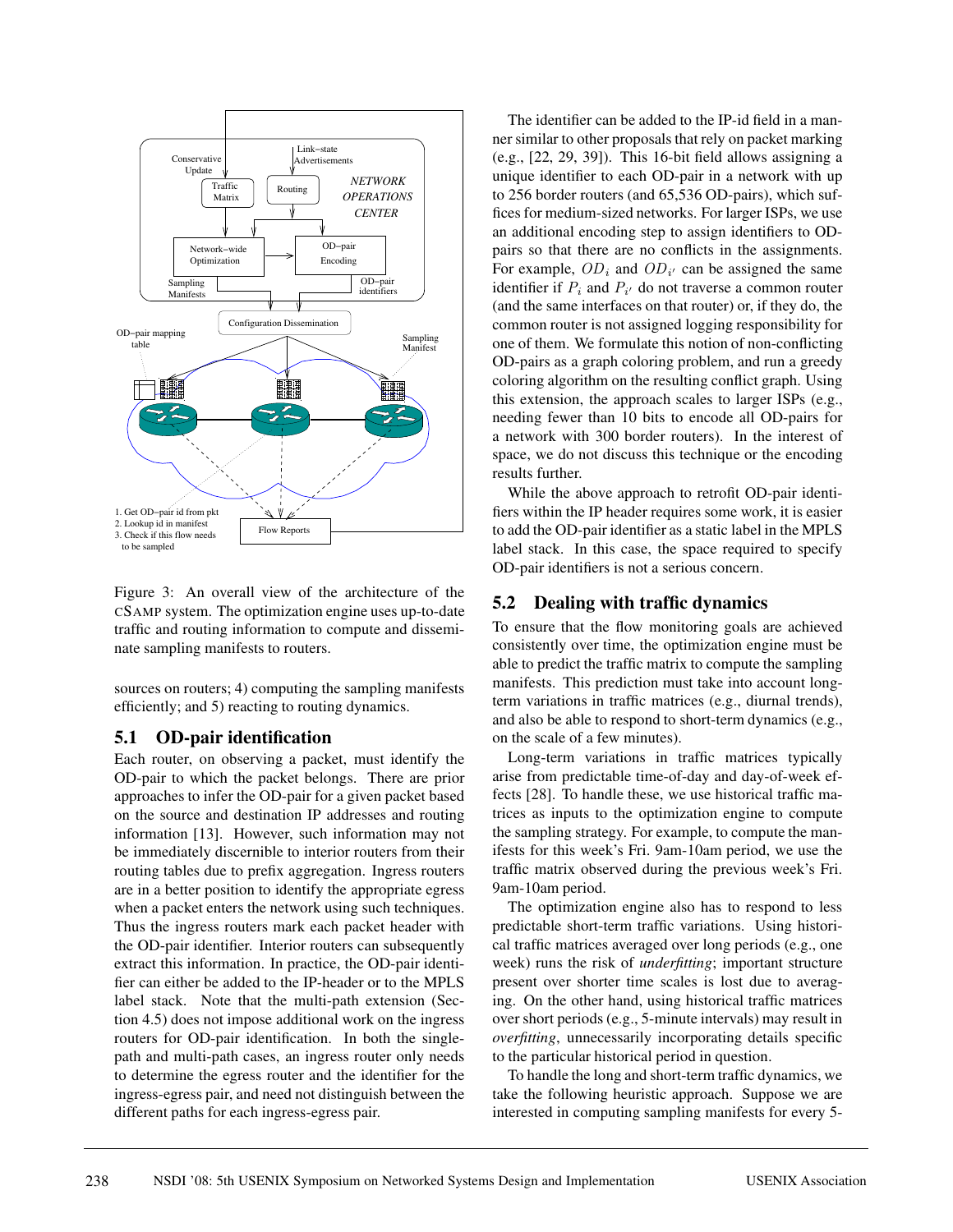Figure 3: An overall view of the architecture of the CSAMP system. The optimization engine uses up-to-date traffic and routing information to compute and disseminate sampling manifests to routers.

sources on routers; 4) computing the sampling manifests efficiently; and 5) reacting to routing dynamics.

## 5.1 OD-pair identification

Each router, on observing a packet, must identify the OD-pair to which the packet belongs. There are prior approaches to infer the OD-pair for a given packet based on the source and destination IP addresses and routing information [13]. However, such information may not be immediately discernible to interior routers from their routing tables due to prefix aggregation. Ingress routers are in a better position to identify the appropriate egress when a packet enters the network using such techniques. Thus the ingress routers mark each packet header with the OD-pair identifier. Interior routers can subsequently extract this information. In practice, the OD-pair identifier can either be added to the IP-header or to the MPLS label stack. Note that the multi-path extension (Section 4.5) does not impose additional work on the ingress routers for OD-pair identification. In both the single-path and multi-path cases, an ingress router only needs to determine the egress router and the identifier for the ingress-egress pair, and need not distinguish between the different paths for each ingress-egress pair.

The identifier can be added to the IP-id field in a manner similar to other proposals that rely on packet marking (e.g., [22, 29, 39]). This 16-bit field allows assigning a unique identifier to each OD-pair in a network with up to 256 border routers (and 65,536 OD-pairs), which suffices for medium-sized networks. For larger ISPs, we use an additional encoding step to assign identifiers to OD-pairs so that there are no conflicts in the assignments. For example, $OD_i$ and $OD_{i'}$ can be assigned the same identifier if $P_i$ and $P_{i'}$ do not traverse a common router (and the same interfaces on that router) or, if they do, the common router is not assigned logging responsibility for one of them. We formulate this notion of non-conflicting OD-pairs as a graph coloring problem, and run a greedy coloring algorithm on the resulting conflict graph. Using this extension, the approach scales to larger ISPs (e.g., needing fewer than 10 bits to encode all OD-pairs for a network with 300 border routers). In the interest of space, we do not discuss this technique or the encoding results further.

While the above approach to retrofit OD-pair identifiers within the IP header requires some work, it is easier to add the OD-pair identifier as a static label in the MPLS label stack. In this case, the space required to specify OD-pair identifiers is not a serious concern.

## 5.2 Dealing with traffic dynamics

To ensure that the flow monitoring goals are achieved consistently over time, the optimization engine must be able to predict the traffic matrix to compute the sampling manifests. This prediction must take into account long-term variations in traffic matrices (e.g., diurnal trends), and also be able to respond to short-term dynamics (e.g., on the scale of a few minutes).

Long-term variations in traffic matrices typically arise from predictable time-of-day and day-of-week effects [28]. To handle these, we use historical traffic matrices as inputs to the optimization engine to compute the sampling strategy. For example, to compute the manifests for this week's Fri. 9am-10am period, we use the traffic matrix observed during the previous week's Fri. 9am-10am period.

The optimization engine also has to respond to less predictable short-term traffic variations. Using historical traffic matrices averaged over long periods (e.g., one week) runs the risk of *underfitting*; important structure present over shorter time scales is lost due to averaging. On the other hand, using historical traffic matrices over short periods (e.g., 5-minute intervals) may result in *overfitting*, unnecessarily incorporating details specific to the particular historical period in question.

To handle the long and short-term traffic dynamics, we take the following heuristic approach. Suppose we are interested in computing sampling manifests for every 5-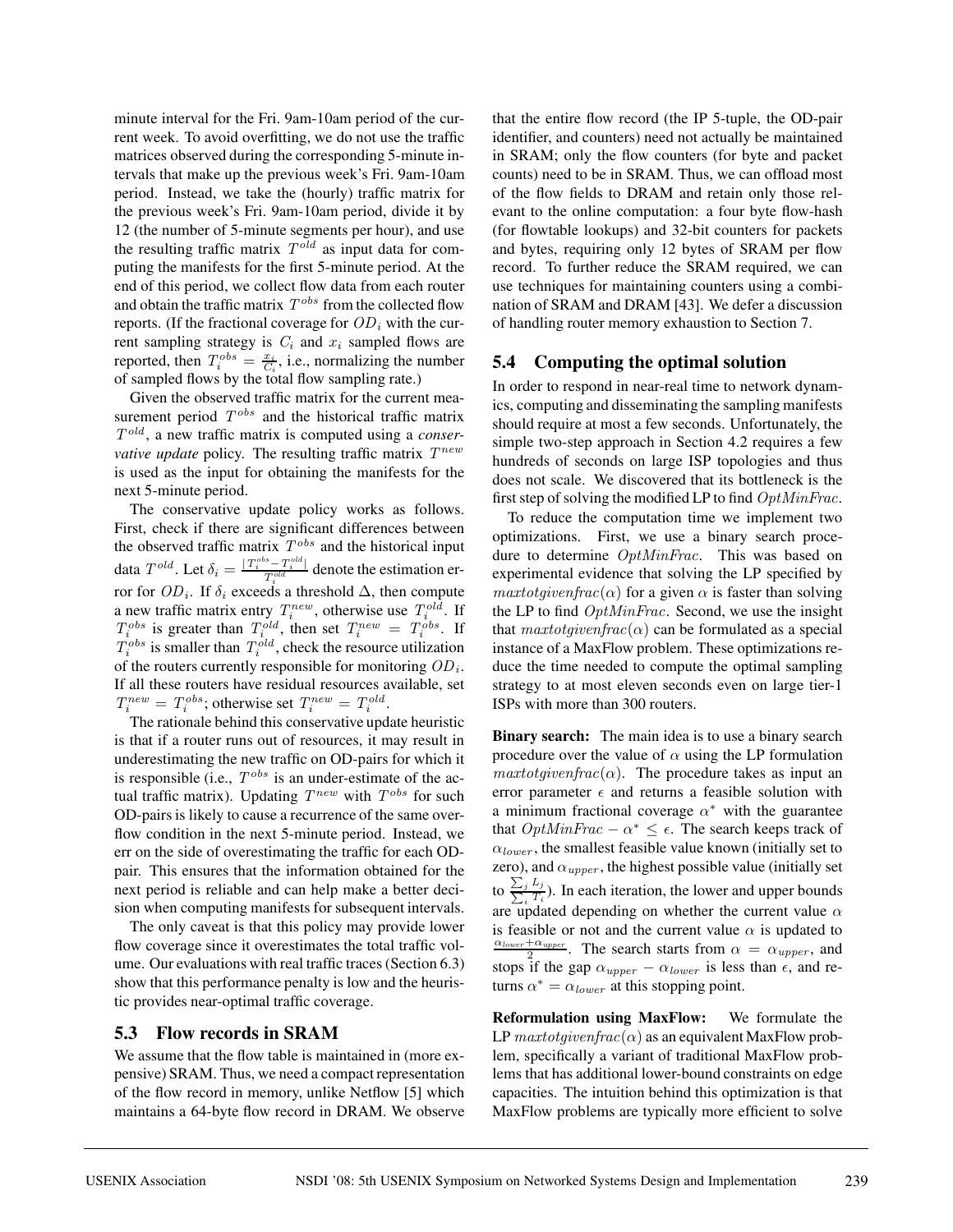minute interval for the Fri. 9am-10am period of the current week. To avoid overfitting, we do not use the traffic matrices observed during the corresponding 5-minute intervals that make up the previous week's Fri. 9am-10am period. Instead, we take the (hourly) traffic matrix for the previous week's Fri. 9am-10am period, divide it by 12 (the number of 5-minute segments per hour), and use the resulting traffic matrix $T^{old}$ as input data for computing the manifests for the first 5-minute period. At the end of this period, we collect flow data from each router and obtain the traffic matrix $T^{obs}$ from the collected flow reports. (If the fractional coverage for $OD_i$ with the current sampling strategy is $C_i$ and $x_i$ sampled flows are reported, then $T_i^{obs} = \frac{x_i}{C_i}$, i.e., normalizing the number of sampled flows by the total flow sampling rate.)

Given the observed traffic matrix for the current measurement period $T^{obs}$ and the historical traffic matrix $T^{old}$, a new traffic matrix is computed using a *conservative update* policy. The resulting traffic matrix $T^{new}$ is used as the input for obtaining the manifests for the next 5-minute period.

The conservative update policy works as follows. First, check if there are significant differences between the observed traffic matrix $T^{obs}$ and the historical input data $T^{old}$. Let $\delta_i = \frac{|T_i^{obs} - T_i^{old}|}{T_i^{old}}$ denote the estimation error for $OD_i$. If $\delta_i$ exceeds a threshold $\Delta$, then compute a new traffic matrix entry $T_i^{new}$, otherwise use $T_i^{old}$. If $T_i^{obs}$ is greater than $T_i^{old}$, then set $T_i^{new} = T_i^{obs}$. If $T_i^{obs}$ is smaller than $T_i^{old}$, check the resource utilization of the routers currently responsible for monitoring $OD_i$. If all these routers have residual resources available, set $T_i^{new} = T_i^{obs}$; otherwise set $T_i^{new} = T_i^{old}$.

The rationale behind this conservative update heuristic is that if a router runs out of resources, it may result in underestimating the new traffic on OD-pairs for which it is responsible (i.e., $T^{obs}$ is an under-estimate of the actual traffic matrix). Updating $T^{new}$ with $T^{obs}$ for such OD-pairs is likely to cause a recurrence of the same overflow condition in the next 5-minute period. Instead, we err on the side of overestimating the traffic for each OD-pair. This ensures that the information obtained for the next period is reliable and can help make a better decision when computing manifests for subsequent intervals.

The only caveat is that this policy may provide lower flow coverage since it overestimates the total traffic volume. Our evaluations with real traffic traces (Section 6.3) show that this performance penalty is low and the heuristic provides near-optimal traffic coverage.

### 5.3 Flow records in SRAM

We assume that the flow table is maintained in (more expensive) SRAM. Thus, we need a compact representation of the flow record in memory, unlike Netflow [5] which maintains a 64-byte flow record in DRAM. We observe that the entire flow record (the IP 5-tuple, the OD-pair identifier, and counters) need not actually be maintained in SRAM; only the flow counters (for byte and packet counts) need to be in SRAM. Thus, we can offload most of the flow fields to DRAM and retain only those relevant to the online computation: a four byte flow-hash (for flowtable lookups) and 32-bit counters for packets and bytes, requiring only 12 bytes of SRAM per flow record. To further reduce the SRAM required, we can use techniques for maintaining counters using a combination of SRAM and DRAM [43]. We defer a discussion of handling router memory exhaustion to Section 7.

### 5.4 Computing the optimal solution

In order to respond in near-real time to network dynamics, computing and disseminating the sampling manifests should require at most a few seconds. Unfortunately, the simple two-step approach in Section 4.2 requires a few hundreds of seconds on large ISP topologies and thus does not scale. We discovered that its bottleneck is the first step of solving the modified LP to find *OptMinFrac*.

To reduce the computation time we implement two optimizations. First, we use a binary search procedure to determine *OptMinFrac*. This was based on experimental evidence that solving the LP specified by $maxtotgivenfrac(\alpha)$ for a given $\alpha$ is faster than solving the LP to find *OptMinFrac*. Second, we use the insight that $maxtotgivenfrac(\alpha)$ can be formulated as a special instance of a MaxFlow problem. These optimizations reduce the time needed to compute the optimal sampling strategy to at most eleven seconds even on large tier-1 ISPs with more than 300 routers.

**Binary search:** The main idea is to use a binary search procedure over the value of $\alpha$ using the LP formulation $maxtotgivenfrac(\alpha)$. The procedure takes as input an error parameter $\epsilon$ and returns a feasible solution with a minimum fractional coverage $\alpha^*$ with the guarantee that $OptMinFrac - \alpha^* \leq \epsilon$. The search keeps track of $\alpha_{lower}$, the smallest feasible value known (initially set to zero), and $\alpha_{upper}$, the highest possible value (initially set to $\frac{\sum_j L_j}{\sum_i T_i}$). In each iteration, the lower and upper bounds are updated depending on whether the current value $\alpha$ is feasible or not and the current value $\alpha$ is updated to $\frac{\alpha_{lower}+\alpha_{upper}}{2}$. The search starts from $\alpha = \alpha_{upper}$, and stops if the gap $\alpha_{upper} - \alpha_{lower}$ is less than $\epsilon$, and returns $\alpha^* = \alpha_{lower}$ at this stopping point.

**Reformulation using MaxFlow:** We formulate the LP $maxtotgivenfrac(\alpha)$ as an equivalent MaxFlow problem, specifically a variant of traditional MaxFlow problems that has additional lower-bound constraints on edge capacities. The intuition behind this optimization is that MaxFlow problems are typically more efficient to solve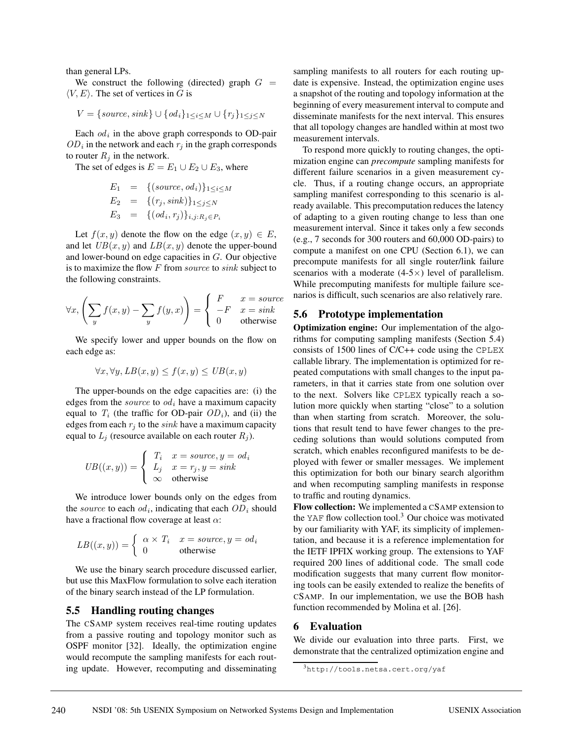than general LPs.

We construct the following (directed) graph $G = \langle V, E \rangle$. The set of vertices in $G$ is

$$V = \{source, sink\} \cup \{od_i\}_{1 \leq i \leq M} \cup \{r_j\}_{1 \leq j \leq N}$$

Each $od_i$ in the above graph corresponds to OD-pair $OD_i$ in the network and each $r_j$ in the graph corresponds to router $R_j$ in the network.

The set of edges is $E = E_1 \cup E_2 \cup E_3$, where

$$\begin{aligned} E_1 &= \{(source, od_i)\}_{1 \leq i \leq M} \\ E_2 &= \{(r_j, sink)\}_{1 \leq j \leq N} \\ E_3 &= \{(od_i, r_j)\}_{i,j: R_j \in P_i} \end{aligned}$$

Let $f(x, y)$ denote the flow on the edge $(x, y) \in E$, and let $UB(x, y)$ and $LB(x, y)$ denote the upper-bound and lower-bound on edge capacities in $G$. Our objective is to maximize the flow $F$ from $source$ to $sink$ subject to the following constraints.

$$\forall x, \left( \sum_y f(x,y) - \sum_y f(y,x) \right) = \begin{cases} F & x = source \\ -F & x = sink \\ 0 & \text{otherwise} \end{cases}$$

We specify lower and upper bounds on the flow on each edge as:

$$\forall x, \forall y, LB(x,y) \leq f(x,y) \leq UB(x,y)$$

The upper-bounds on the edge capacities are: (i) the edges from the $source$ to $od_i$ have a maximum capacity equal to $T_i$ (the traffic for OD-pair $OD_i$), and (ii) the edges from each $r_j$ to the $sink$ have a maximum capacity equal to $L_j$ (resource available on each router $R_j$).

$$UB((x,y)) = \begin{cases} T_i & x = source, y = od_i \\ L_j & x = r_j, y = sink \\ \infty & \text{otherwise} \end{cases}$$

We introduce lower bounds only on the edges from the $source$ to each $od_i$, indicating that each $OD_i$ should have a fractional flow coverage at least $\alpha$:

$$LB((x,y)) = \begin{cases} \alpha \times T_i & x = source, y = od_i \\ 0 & \text{otherwise} \end{cases}$$

We use the binary search procedure discussed earlier, but use this MaxFlow formulation to solve each iteration of the binary search instead of the LP formulation.

## 5.5 Handling routing changes

The CSAMP system receives real-time routing updates from a passive routing and topology monitor such as OSPF monitor [32]. Ideally, the optimization engine would recompute the sampling manifests for each routing update. However, recomputing and disseminating sampling manifests to all routers for each routing update is expensive. Instead, the optimization engine uses a snapshot of the routing and topology information at the beginning of every measurement interval to compute and disseminate manifests for the next interval. This ensures that all topology changes are handled within at most two measurement intervals.

To respond more quickly to routing changes, the optimization engine can *precompute* sampling manifests for different failure scenarios in a given measurement cycle. Thus, if a routing change occurs, an appropriate sampling manifest corresponding to this scenario is already available. This precomputation reduces the latency of adapting to a given routing change to less than one measurement interval. Since it takes only a few seconds (e.g., 7 seconds for 300 routers and 60,000 OD-pairs) to compute a manifest on one CPU (Section 6.1), we can precompute manifests for all single router/link failure scenarios with a moderate (4-5×) level of parallelism. While precomputing manifests for multiple failure scenarios is difficult, such scenarios are also relatively rare.

## 5.6 Prototype implementation

**Optimization engine:** Our implementation of the algorithms for computing sampling manifests (Section 5.4) consists of 1500 lines of C/C++ code using the CPLEX callable library. The implementation is optimized for repeated computations with small changes to the input parameters, in that it carries state from one solution over to the next. Solvers like CPLEX typically reach a solution more quickly when starting "close" to a solution than when starting from scratch. Moreover, the solutions that result tend to have fewer changes to the preceding solutions than would solutions computed from scratch, which enables reconfigured manifests to be deployed with fewer or smaller messages. We implement this optimization for both our binary search algorithm and when recomputing sampling manifests in response to traffic and routing dynamics.

**Flow collection:** We implemented a CSAMP extension to the YAF flow collection tool.[3] Our choice was motivated by our familiarity with YAF, its simplicity of implementation, and because it is a reference implementation for the IETF IPFIX working group. The extensions to YAF required 200 lines of additional code. The small code modification suggests that many current flow monitoring tools can be easily extended to realize the benefits of CSAMP. In our implementation, we use the BOB hash function recommended by Molina et al. [26].

## 6 Evaluation

We divide our evaluation into three parts. First, we demonstrate that the centralized optimization engine and

[3] http://tools.netsa.cert.org/yaf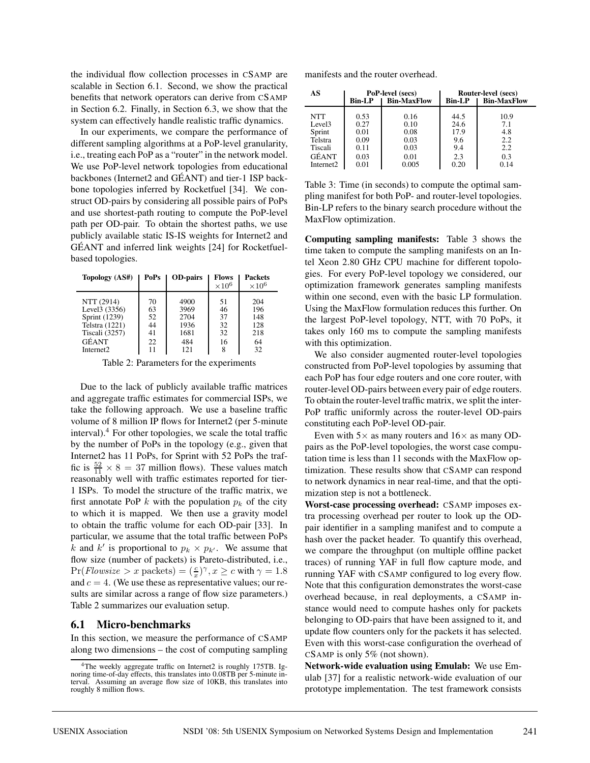the individual flow collection processes in CSAMP are scalable in Section 6.1. Second, we show the practical benefits that network operators can derive from CSAMP in Section 6.2. Finally, in Section 6.3, we show that the system can effectively handle realistic traffic dynamics.

In our experiments, we compare the performance of different sampling algorithms at a PoP-level granularity, i.e., treating each PoP as a "router" in the network model. We use PoP-level network topologies from educational backbones (Internet2 and GÉANT) and tier-1 ISP backbone topologies inferred by Rocketfuel [34]. We construct OD-pairs by considering all possible pairs of PoPs and use shortest-path routing to compute the PoP-level path per OD-pair. To obtain the shortest paths, we use publicly available static IS-IS weights for Internet2 and GÉANT and inferred link weights [24] for Rocketfuel-based topologies.

| Topology (AS#) | PoPs | OD-pairs | Flows $\times 10^6$ | Packets $\times 10^6$ |
|---|---|---|---|---|
| NTT (2914) | 70 | 4900 | 51 | 204 |
| Level3 (3356) | 63 | 3969 | 46 | 196 |
| Sprint (1239) | 52 | 2704 | 37 | 148 |
| Telstra (1221) | 44 | 1936 | 32 | 128 |
| Tiscali (3257) | 41 | 1681 | 32 | 218 |
| GÉANT | 22 | 484 | 16 | 64 |
| Internet2 | 11 | 121 | 8 | 32 |

Table 2: Parameters for the experiments

Due to the lack of publicly available traffic matrices and aggregate traffic estimates for commercial ISPs, we take the following approach. We use a baseline traffic volume of 8 million IP flows for Internet2 (per 5-minute interval).[4] For other topologies, we scale the total traffic by the number of PoPs in the topology (e.g., given that Internet2 has 11 PoPs, for Sprint with 52 PoPs the traffic is $\frac{52}{11} \times 8 = 37$ million flows). These values match reasonably well with traffic estimates reported for tier-1 ISPs. To model the structure of the traffic matrix, we first annotate PoP $k$ with the population $p_k$ of the city to which it is mapped. We then use a gravity model to obtain the traffic volume for each OD-pair [33]. In particular, we assume that the total traffic between PoPs $k$ and $k'$ is proportional to $p_k \times p_{k'}$. We assume that flow size (number of packets) is Pareto-distributed, i.e., $\Pr(\mathit{Flowsize} > x \text{ packets}) = (\frac{c}{x})^{\gamma}, x \geq c$ with $\gamma = 1.8$ and $c = 4$. (We use these as representative values; our results are similar across a range of flow size parameters.) Table 2 summarizes our evaluation setup.

## 6.1 Micro-benchmarks

In this section, we measure the performance of CSAMP along two dimensions – the cost of computing sampling manifests and the router overhead.

| AS | PoP-level (secs) | | Router-level (secs) | |
|---|---|---|---|---|
| | Bin-LP | Bin-MaxFlow | Bin-LP | Bin-MaxFlow |
| NTT | 0.53 | 0.16 | 44.5 | 10.9 |
| Level3 | 0.27 | 0.10 | 24.6 | 7.1 |
| Sprint | 0.01 | 0.08 | 17.9 | 4.8 |
| Telstra | 0.09 | 0.03 | 9.6 | 2.2 |
| Tiscali | 0.11 | 0.03 | 9.4 | 2.2 |
| GÉANT | 0.03 | 0.01 | 2.3 | 0.3 |
| Internet2 | 0.01 | 0.005 | 0.20 | 0.14 |

Table 3: Time (in seconds) to compute the optimal sampling manifest for both PoP- and router-level topologies. Bin-LP refers to the binary search procedure without the MaxFlow optimization.

**Computing sampling manifests:** Table 3 shows the time taken to compute the sampling manifests on an Intel Xeon 2.80 GHz CPU machine for different topologies. For every PoP-level topology we considered, our optimization framework generates sampling manifests within one second, even with the basic LP formulation. Using the MaxFlow formulation reduces this further. On the largest PoP-level topology, NTT, with 70 PoPs, it takes only 160 ms to compute the sampling manifests with this optimization.

We also consider augmented router-level topologies constructed from PoP-level topologies by assuming that each PoP has four edge routers and one core router, with router-level OD-pairs between every pair of edge routers. To obtain the router-level traffic matrix, we split the inter-PoP traffic uniformly across the router-level OD-pairs constituting each PoP-level OD-pair.

Even with 5× as many routers and 16× as many OD-pairs as the PoP-level topologies, the worst case computation time is less than 11 seconds with the MaxFlow optimization. These results show that CSAMP can respond to network dynamics in near real-time, and that the optimization step is not a bottleneck.

**Worst-case processing overhead:** CSAMP imposes extra processing overhead per router to look up the OD-pair identifier in a sampling manifest and to compute a hash over the packet header. To quantify this overhead, we compare the throughput (on multiple offline packet traces) of running YAF in full flow capture mode, and running YAF with CSAMP configured to log every flow. Note that this configuration demonstrates the worst-case overhead because, in real deployments, a CSAMP instance would need to compute hashes only for packets belonging to OD-pairs that have been assigned to it, and update flow counters only for the packets it has selected. Even with this worst-case configuration the overhead of CSAMP is only 5% (not shown).

**Network-wide evaluation using Emulab:** We use Emulab [37] for a realistic network-wide evaluation of our prototype implementation. The test framework consists

[4] The weekly aggregate traffic on Internet2 is roughly 175TB. Ignoring time-of-day effects, this translates into 0.08TB per 5-minute interval. Assuming an average flow size of 10KB, this translates into roughly 8 million flows.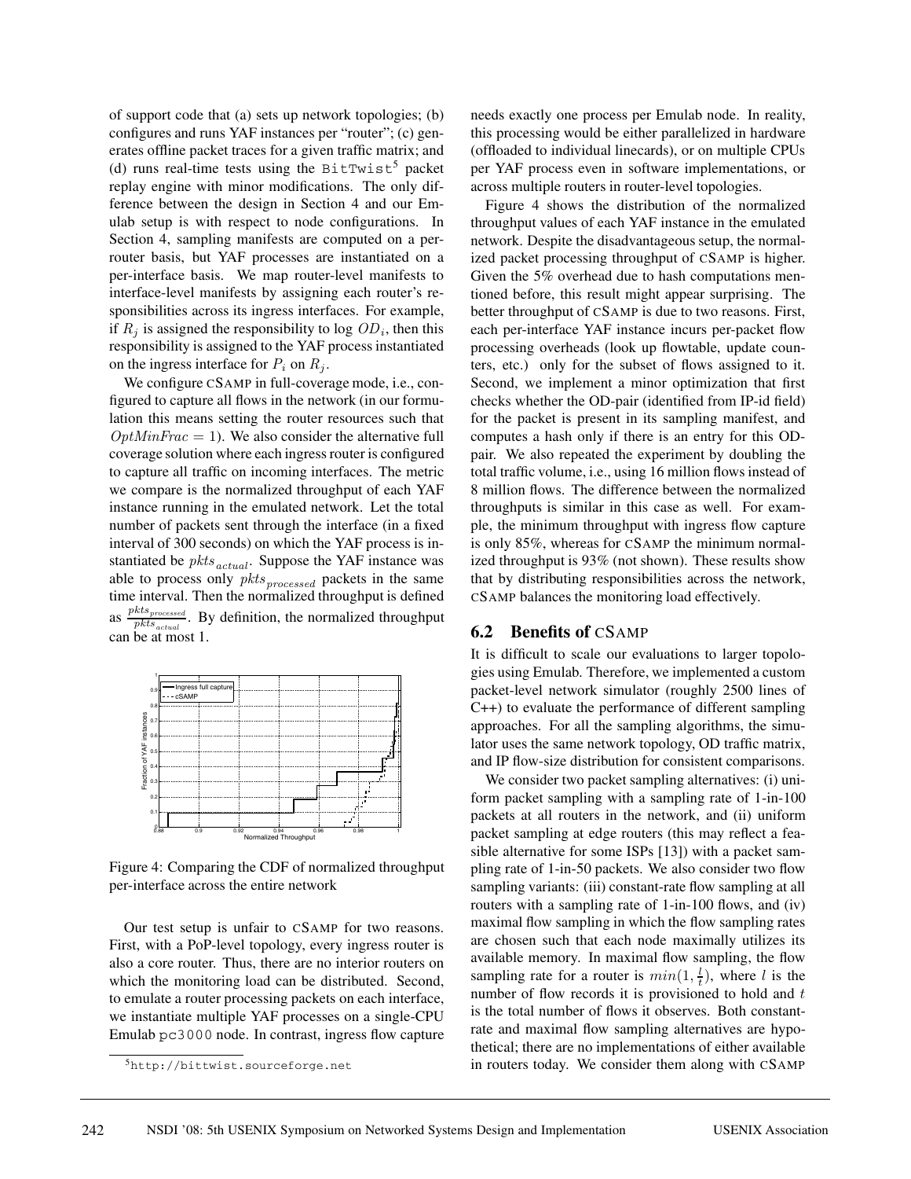of support code that (a) sets up network topologies; (b) configures and runs YAF instances per "router"; (c) generates offline packet traces for a given traffic matrix; and (d) runs real-time tests using the BitTwist[5] packet replay engine with minor modifications. The only difference between the design in Section 4 and our Emulab setup is with respect to node configurations. In Section 4, sampling manifests are computed on a per-router basis, but YAF processes are instantiated on a per-interface basis. We map router-level manifests to interface-level manifests by assigning each router's responsibilities across its ingress interfaces. For example, if $R_j$ is assigned the responsibility to log $OD_i$, then this responsibility is assigned to the YAF process instantiated on the ingress interface for $P_i$ on $R_j$.

We configure cSAMP in full-coverage mode, i.e., configured to capture all flows in the network (in our formulation this means setting the router resources such that $OptMinFrac = 1$). We also consider the alternative full coverage solution where each ingress router is configured to capture all traffic on incoming interfaces. The metric we compare is the normalized throughput of each YAF instance running in the emulated network. Let the total number of packets sent through the interface (in a fixed interval of 300 seconds) on which the YAF process is instantiated be $pkts_{actual}$. Suppose the YAF instance was able to process only $pkts_{processed}$ packets in the same time interval. Then the normalized throughput is defined as $\frac{pkts_{processed}}{pkts_{actual}}$. By definition, the normalized throughput can be at most 1.

Figure 4: Comparing the CDF of normalized throughput per-interface across the entire network

Our test setup is unfair to cSAMP for two reasons. First, with a PoP-level topology, every ingress router is also a core router. Thus, there are no interior routers on which the monitoring load can be distributed. Second, to emulate a router processing packets on each interface, we instantiate multiple YAF processes on a single-CPU Emulab pc3000 node. In contrast, ingress flow capture needs exactly one process per Emulab node. In reality, this processing would be either parallelized in hardware (offloaded to individual linecards), or on multiple CPUs per YAF process even in software implementations, or across multiple routers in router-level topologies.

Figure 4 shows the distribution of the normalized throughput values of each YAF instance in the emulated network. Despite the disadvantageous setup, the normalized packet processing throughput of cSAMP is higher. Given the 5% overhead due to hash computations mentioned before, this result might appear surprising. The better throughput of cSAMP is due to two reasons. First, each per-interface YAF instance incurs per-packet flow processing overheads (look up flowtable, update counters, etc.) only for the subset of flows assigned to it. Second, we implement a minor optimization that first checks whether the OD-pair (identified from IP-id field) for the packet is present in its sampling manifest, and computes a hash only if there is an entry for this OD-pair. We also repeated the experiment by doubling the total traffic volume, i.e., using 16 million flows instead of 8 million flows. The difference between the normalized throughputs is similar in this case as well. For example, the minimum throughput with ingress flow capture is only 85%, whereas for cSAMP the minimum normalized throughput is 93% (not shown). These results show that by distributing responsibilities across the network, cSAMP balances the monitoring load effectively.

## 6.2 Benefits of cSAMP

It is difficult to scale our evaluations to larger topologies using Emulab. Therefore, we implemented a custom packet-level network simulator (roughly 2500 lines of C++) to evaluate the performance of different sampling approaches. For all the sampling algorithms, the simulator uses the same network topology, OD traffic matrix, and IP flow-size distribution for consistent comparisons.

We consider two packet sampling alternatives: (i) uniform packet sampling with a sampling rate of 1-in-100 packets at all routers in the network, and (ii) uniform packet sampling at edge routers (this may reflect a feasible alternative for some ISPs [13]) with a packet sampling rate of 1-in-50 packets. We also consider two flow sampling variants: (iii) constant-rate flow sampling at all routers with a sampling rate of 1-in-100 flows, and (iv) maximal flow sampling in which the flow sampling rates are chosen such that each node maximally utilizes its available memory. In maximal flow sampling, the flow sampling rate for a router is $min(1, \frac{l}{t})$, where $l$ is the number of flow records it is provisioned to hold and $t$ is the total number of flows it observes. Both constant-rate and maximal flow sampling alternatives are hypothetical; there are no implementations of either available in routers today. We consider them along with cSAMP

[5] http://bittwist.sourceforge.net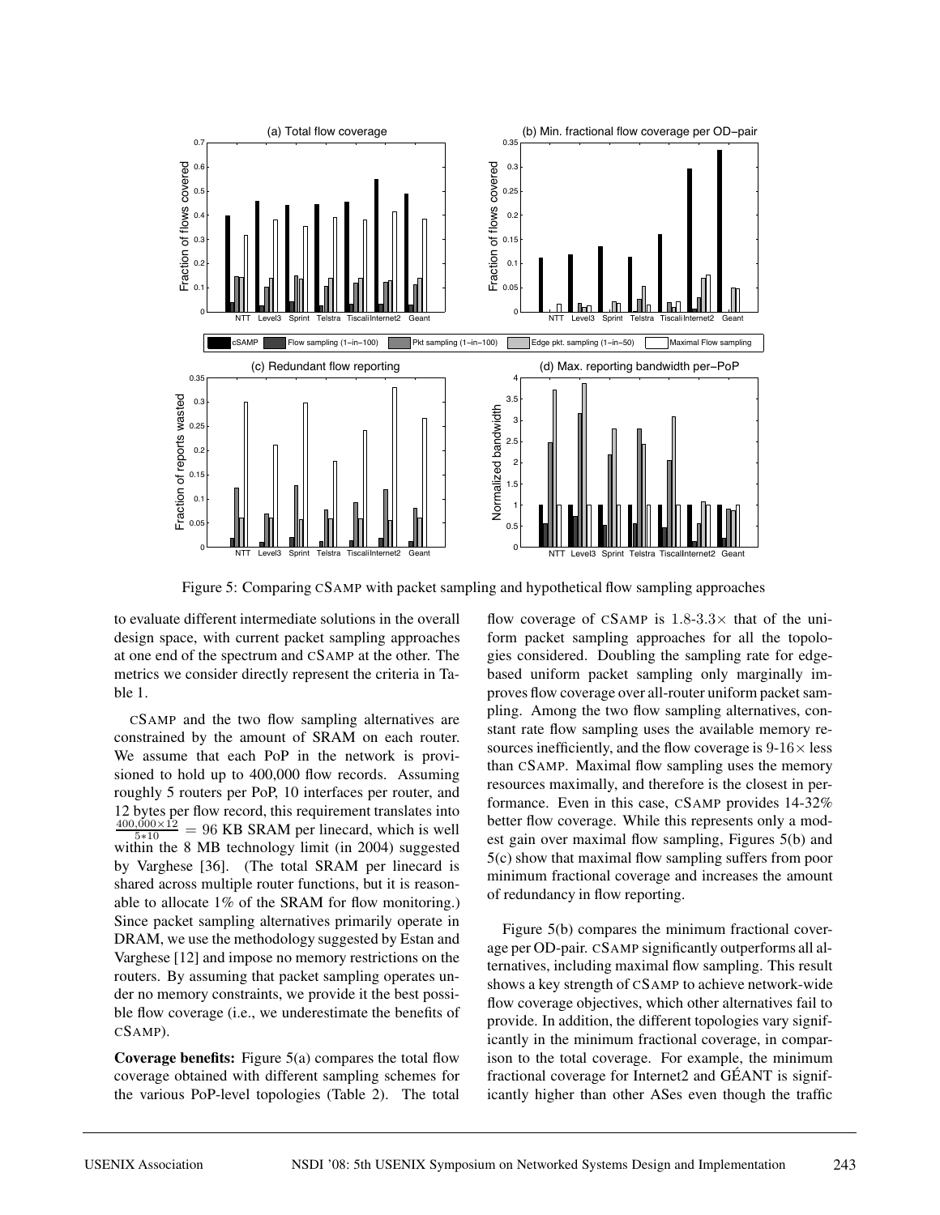Figure 5: Comparing cSAMP with packet sampling and hypothetical flow sampling approaches

to evaluate different intermediate solutions in the overall design space, with current packet sampling approaches at one end of the spectrum and cSAMP at the other. The metrics we consider directly represent the criteria in Table 1.

cSAMP and the two flow sampling alternatives are constrained by the amount of SRAM on each router. We assume that each PoP in the network is provisioned to hold up to 400,000 flow records. Assuming roughly 5 routers per PoP, 10 interfaces per router, and 12 bytes per flow record, this requirement translates into $\frac{400,000 \times 12}{5*10} = 96$ KB SRAM per linecard, which is well within the 8 MB technology limit (in 2004) suggested by Varghese [36]. (The total SRAM per linecard is shared across multiple router functions, but it is reasonable to allocate 1% of the SRAM for flow monitoring.) Since packet sampling alternatives primarily operate in DRAM, we use the methodology suggested by Estan and Varghese [12] and impose no memory restrictions on the routers. By assuming that packet sampling operates under no memory constraints, we provide it the best possible flow coverage (i.e., we underestimate the benefits of cSAMP).

**Coverage benefits:** Figure 5(a) compares the total flow coverage obtained with different sampling schemes for the various PoP-level topologies (Table 2). The total flow coverage of cSAMP is 1.8-3.3$\times$ that of the uniform packet sampling approaches for all the topologies considered. Doubling the sampling rate for edge-based uniform packet sampling only marginally improves flow coverage over all-router uniform packet sampling. Among the two flow sampling alternatives, constant rate flow sampling uses the available memory resources inefficiently, and the flow coverage is 9-16$\times$ less than cSAMP. Maximal flow sampling uses the memory resources maximally, and therefore is the closest in performance. Even in this case, cSAMP provides 14-32% better flow coverage. While this represents only a modest gain over maximal flow sampling, Figures 5(b) and 5(c) show that maximal flow sampling suffers from poor minimum fractional coverage and increases the amount of redundancy in flow reporting.

Figure 5(b) compares the minimum fractional coverage per OD-pair. cSAMP significantly outperforms all alternatives, including maximal flow sampling. This result shows a key strength of cSAMP to achieve network-wide flow coverage objectives, which other alternatives fail to provide. In addition, the different topologies vary significantly in the minimum fractional coverage, in comparison to the total coverage. For example, the minimum fractional coverage for Internet2 and GÉANT is significantly higher than other ASes even though the traffic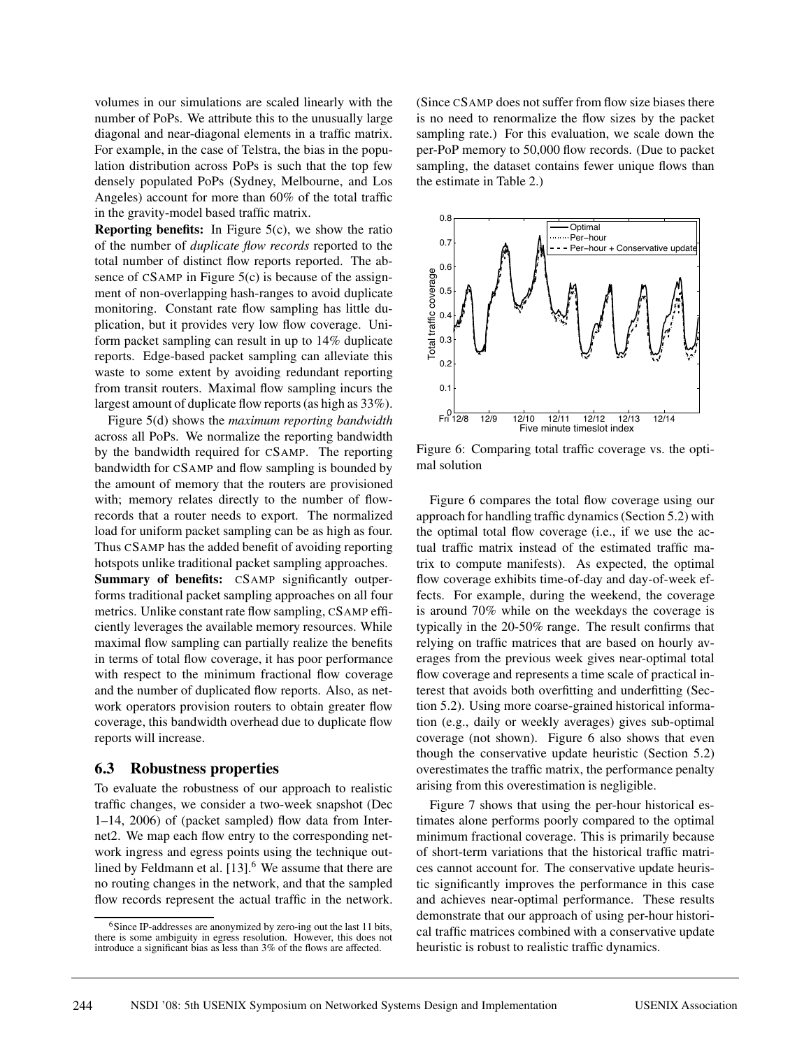volumes in our simulations are scaled linearly with the number of PoPs. We attribute this to the unusually large diagonal and near-diagonal elements in a traffic matrix. For example, in the case of Telstra, the bias in the population distribution across PoPs is such that the top few densely populated PoPs (Sydney, Melbourne, and Los Angeles) account for more than 60% of the total traffic in the gravity-model based traffic matrix.

**Reporting benefits:** In Figure 5(c), we show the ratio of the number of *duplicate flow records* reported to the total number of distinct flow reports reported. The absence of CSAMP in Figure 5(c) is because of the assignment of non-overlapping hash-ranges to avoid duplicate monitoring. Constant rate flow sampling has little duplication, but it provides very low flow coverage. Uniform packet sampling can result in up to 14% duplicate reports. Edge-based packet sampling can alleviate this waste to some extent by avoiding redundant reporting from transit routers. Maximal flow sampling incurs the largest amount of duplicate flow reports (as high as 33%).

Figure 5(d) shows the *maximum reporting bandwidth* across all PoPs. We normalize the reporting bandwidth by the bandwidth required for CSAMP. The reporting bandwidth for CSAMP and flow sampling is bounded by the amount of memory that the routers are provisioned with; memory relates directly to the number of flow-records that a router needs to export. The normalized load for uniform packet sampling can be as high as four. Thus CSAMP has the added benefit of avoiding reporting hotspots unlike traditional packet sampling approaches.

**Summary of benefits:** CSAMP significantly outperforms traditional packet sampling approaches on all four metrics. Unlike constant rate flow sampling, CSAMP efficiently leverages the available memory resources. While maximal flow sampling can partially realize the benefits in terms of total flow coverage, it has poor performance with respect to the minimum fractional flow coverage and the number of duplicated flow reports. Also, as network operators provision routers to obtain greater flow coverage, this bandwidth overhead due to duplicate flow reports will increase.

### 6.3 Robustness properties

To evaluate the robustness of our approach to realistic traffic changes, we consider a two-week snapshot (Dec 1–14, 2006) of (packet sampled) flow data from Internet2. We map each flow entry to the corresponding network ingress and egress points using the technique outlined by Feldmann et al. [13].[6] We assume that there are no routing changes in the network, and that the sampled flow records represent the actual traffic in the network. (Since CSAMP does not suffer from flow size biases there is no need to renormalize the flow sizes by the packet sampling rate.) For this evaluation, we scale down the per-PoP memory to 50,000 flow records. (Due to packet sampling, the dataset contains fewer unique flows than the estimate in Table 2.)

Figure 6: Comparing total traffic coverage vs. the optimal solution

Figure 6 compares the total flow coverage using our approach for handling traffic dynamics (Section 5.2) with the optimal total flow coverage (i.e., if we use the actual traffic matrix instead of the estimated traffic matrix to compute manifests). As expected, the optimal flow coverage exhibits time-of-day and day-of-week effects. For example, during the weekend, the coverage is around 70% while on the weekdays the coverage is typically in the 20-50% range. The result confirms that relying on traffic matrices that are based on hourly averages from the previous week gives near-optimal total flow coverage and represents a time scale of practical interest that avoids both overfitting and underfitting (Section 5.2). Using more coarse-grained historical information (e.g., daily or weekly averages) gives sub-optimal coverage (not shown). Figure 6 also shows that even though the conservative update heuristic (Section 5.2) overestimates the traffic matrix, the performance penalty arising from this overestimation is negligible.

Figure 7 shows that using the per-hour historical estimates alone performs poorly compared to the optimal minimum fractional coverage. This is primarily because of short-term variations that the historical traffic matrices cannot account for. The conservative update heuristic significantly improves the performance in this case and achieves near-optimal performance. These results demonstrate that our approach of using per-hour historical traffic matrices combined with a conservative update heuristic is robust to realistic traffic dynamics.

[6] Since IP-addresses are anonymized by zero-ing out the last 11 bits, there is some ambiguity in egress resolution. However, this does not introduce a significant bias as less than 3% of the flows are affected.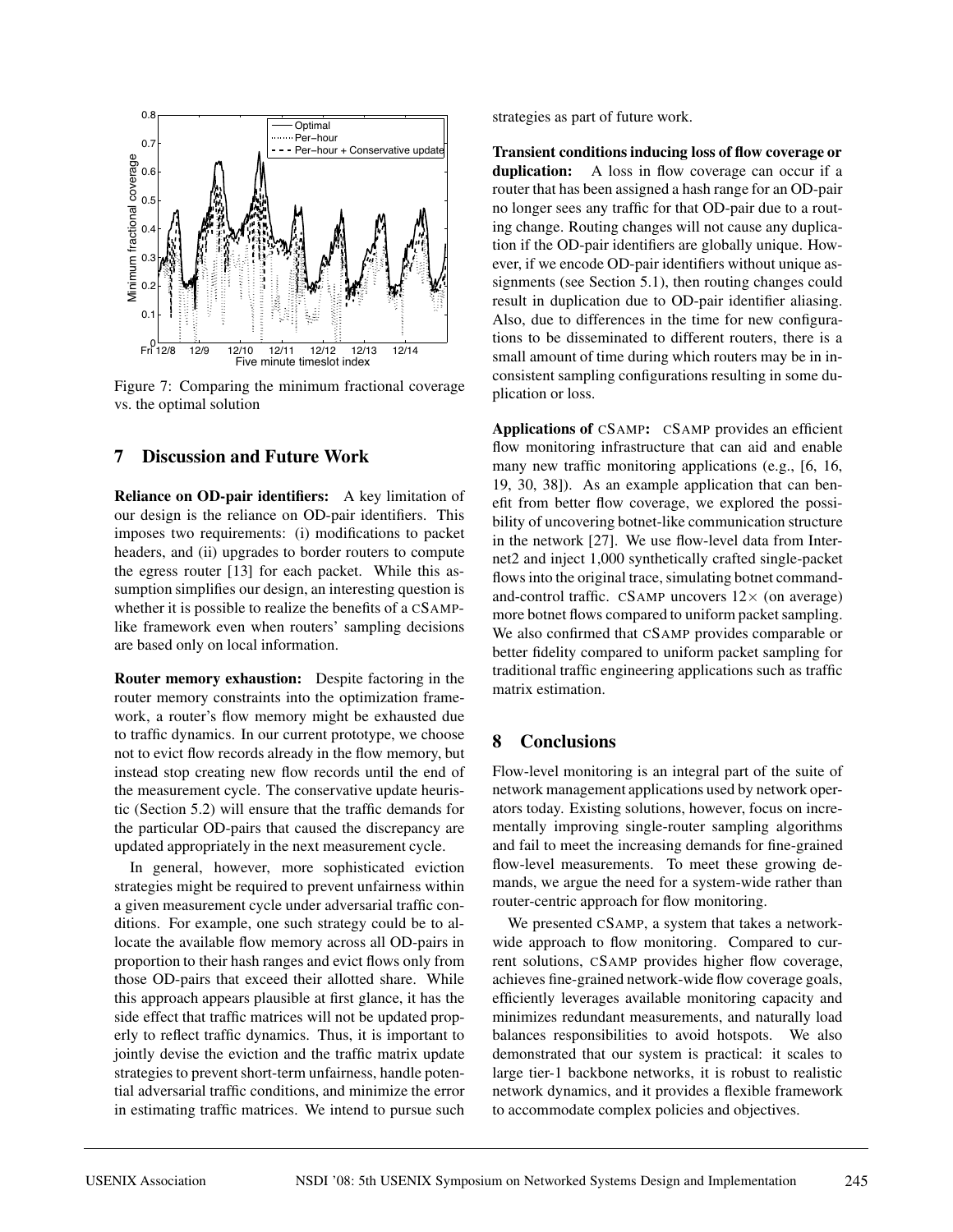Figure 7: Comparing the minimum fractional coverage vs. the optimal solution

## 7 Discussion and Future Work

**Reliance on OD-pair identifiers:** A key limitation of our design is the reliance on OD-pair identifiers. This imposes two requirements: (i) modifications to packet headers, and (ii) upgrades to border routers to compute the egress router [13] for each packet. While this assumption simplifies our design, an interesting question is whether it is possible to realize the benefits of a CSAMP-like framework even when routers' sampling decisions are based only on local information.

**Router memory exhaustion:** Despite factoring in the router memory constraints into the optimization framework, a router's flow memory might be exhausted due to traffic dynamics. In our current prototype, we choose not to evict flow records already in the flow memory, but instead stop creating new flow records until the end of the measurement cycle. The conservative update heuristic (Section 5.2) will ensure that the traffic demands for the particular OD-pairs that caused the discrepancy are updated appropriately in the next measurement cycle.

In general, however, more sophisticated eviction strategies might be required to prevent unfairness within a given measurement cycle under adversarial traffic conditions. For example, one such strategy could be to allocate the available flow memory across all OD-pairs in proportion to their hash ranges and evict flows only from those OD-pairs that exceed their allotted share. While this approach appears plausible at first glance, it has the side effect that traffic matrices will not be updated properly to reflect traffic dynamics. Thus, it is important to jointly devise the eviction and the traffic matrix update strategies to prevent short-term unfairness, handle potential adversarial traffic conditions, and minimize the error in estimating traffic matrices. We intend to pursue such strategies as part of future work.

**Transient conditions inducing loss of flow coverage or duplication:** A loss in flow coverage can occur if a router that has been assigned a hash range for an OD-pair no longer sees any traffic for that OD-pair due to a routing change. Routing changes will not cause any duplication if the OD-pair identifiers are globally unique. However, if we encode OD-pair identifiers without unique assignments (see Section 5.1), then routing changes could result in duplication due to OD-pair identifier aliasing. Also, due to differences in the time for new configurations to be disseminated to different routers, there is a small amount of time during which routers may be in inconsistent sampling configurations resulting in some duplication or loss.

**Applications of CSAMP:** CSAMP provides an efficient flow monitoring infrastructure that can aid and enable many new traffic monitoring applications (e.g., [6, 16, 19, 30, 38]). As an example application that can benefit from better flow coverage, we explored the possibility of uncovering botnet-like communication structure in the network [27]. We use flow-level data from Internet2 and inject 1,000 synthetically crafted single-packet flows into the original trace, simulating botnet command-and-control traffic. CSAMP uncovers $12\times$ (on average) more botnet flows compared to uniform packet sampling. We also confirmed that CSAMP provides comparable or better fidelity compared to uniform packet sampling for traditional traffic engineering applications such as traffic matrix estimation.

## 8 Conclusions

Flow-level monitoring is an integral part of the suite of network management applications used by network operators today. Existing solutions, however, focus on incrementally improving single-router sampling algorithms and fail to meet the increasing demands for fine-grained flow-level measurements. To meet these growing demands, we argue the need for a system-wide rather than router-centric approach for flow monitoring.

We presented CSAMP, a system that takes a network-wide approach to flow monitoring. Compared to current solutions, CSAMP provides higher flow coverage, achieves fine-grained network-wide flow coverage goals, efficiently leverages available monitoring capacity and minimizes redundant measurements, and naturally load balances responsibilities to avoid hotspots. We also demonstrated that our system is practical: it scales to large tier-1 backbone networks, it is robust to realistic network dynamics, and it provides a flexible framework to accommodate complex policies and objectives.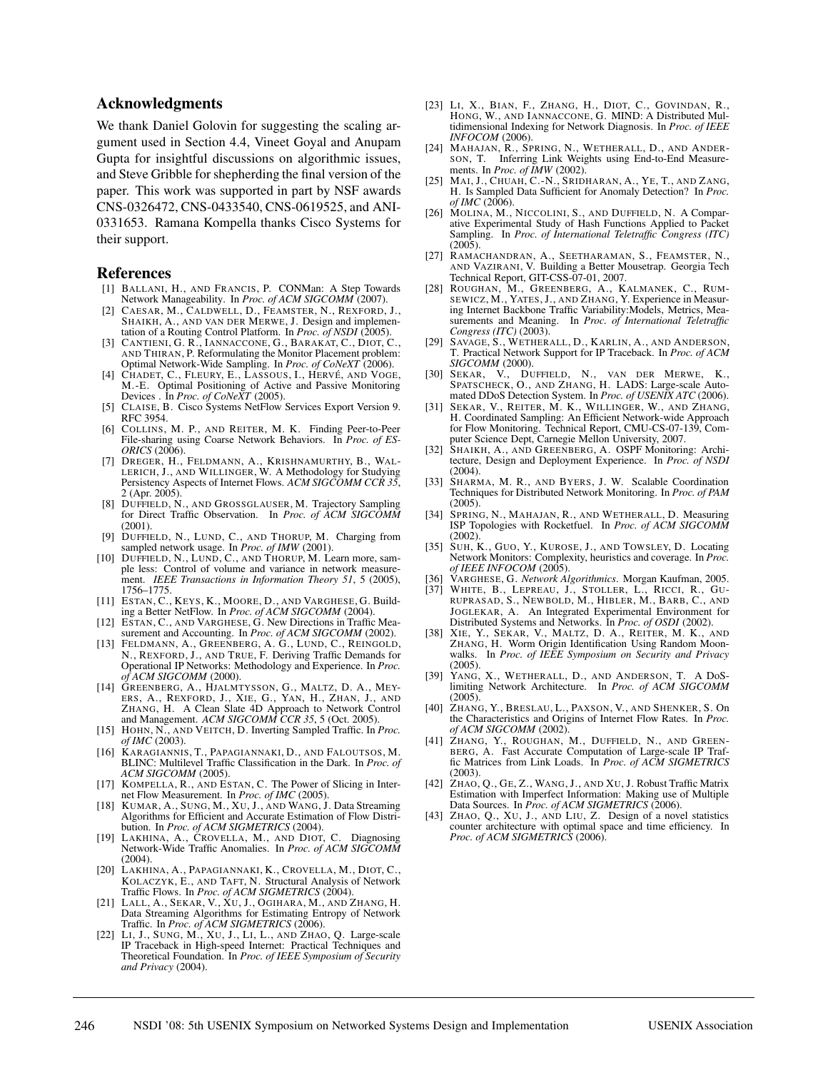## Acknowledgments

We thank Daniel Golovin for suggesting the scaling argument used in Section 4.4, Vineet Goyal and Anupam Gupta for insightful discussions on algorithmic issues, and Steve Gribble for shepherding the final version of the paper. This work was supported in part by NSF awards CNS-0326472, CNS-0433540, CNS-0619525, and ANI-0331653. Ramana Kompella thanks Cisco Systems for their support.

## References

[1] BALLANI, H., AND FRANCIS, P. CONMan: A Step Towards Network Manageability. In *Proc. of ACM SIGCOMM* (2007).

[2] CAESAR, M., CALDWELL, D., FEAMSTER, N., REXFORD, J., SHAIKH, A., AND VAN DER MERWE, J. Design and implementation of a Routing Control Platform. In *Proc. of NSDI* (2005).

[3] CANTIENI, G. R., IANNACCONE, G., BARAKAT, C., DIOT, C., AND THIRAN, P. Reformulating the Monitor Placement problem: Optimal Network-Wide Sampling. In *Proc. of CoNeXT* (2006).

[4] CHADET, C., FLEURY, E., LASSOUS, I., HERVÉ, AND VOGE, M.-E. Optimal Positioning of Active and Passive Monitoring Devices . In *Proc. of CoNeXT* (2005).

[5] CLAISE, B. Cisco Systems NetFlow Services Export Version 9. RFC 3954.

[6] COLLINS, M. P., AND REITER, M. K. Finding Peer-to-Peer File-sharing using Coarse Network Behaviors. In *Proc. of ESORICS* (2006).

[7] DREGER, H., FELDMANN, A., KRISHNAMURTHY, B., WALLERICH, J., AND WILLINGER, W. A Methodology for Studying Persistency Aspects of Internet Flows. *ACM SIGCOMM CCR 35*, 2 (Apr. 2005).

[8] DUFFIELD, N., AND GROSSGLAUSER, M. Trajectory Sampling for Direct Traffic Observation. In *Proc. of ACM SIGCOMM* (2001).

[9] DUFFIELD, N., LUND, C., AND THORUP, M. Charging from sampled network usage. In *Proc. of IMW* (2001).

[10] DUFFIELD, N., LUND, C., AND THORUP, M. Learn more, sample less: Control of volume and variance in network measurement. *IEEE Transactions in Information Theory 51*, 5 (2005), 1756–1775.

[11] ESTAN, C., KEYS, K., MOORE, D., AND VARGHESE, G. Building a Better NetFlow. In *Proc. of ACM SIGCOMM* (2004).

[12] ESTAN, C., AND VARGHESE, G. New Directions in Traffic Measurement and Accounting. In *Proc. of ACM SIGCOMM* (2002).

[13] FELDMANN, A., GREENBERG, A. G., LUND, C., REINGOLD, N., REXFORD, J., AND TRUE, F. Deriving Traffic Demands for Operational IP Networks: Methodology and Experience. In *Proc. of ACM SIGCOMM* (2000).

[14] GREENBERG, A., HJALMTYSSON, G., MALTZ, D. A., MEYERS, A., REXFORD, J., XIE, G., YAN, H., ZHAN, J., AND ZHANG, H. A Clean Slate 4D Approach to Network Control and Management. *ACM SIGCOMM CCR 35*, 5 (Oct. 2005).

[15] HOHN, N., AND VEITCH, D. Inverting Sampled Traffic. In *Proc. of IMC* (2003).

[16] KARAGIANNIS, T., PAPAGIANNAKI, D., AND FALOUTSOS, M. BLINC: Multilevel Traffic Classification in the Dark. In *Proc. of ACM SIGCOMM* (2005).

[17] KOMPELLA, R., AND ESTAN, C. The Power of Slicing in Internet Flow Measurement. In *Proc. of IMC* (2005).

[18] KUMAR, A., SUNG, M., XU, J., AND WANG, J. Data Streaming Algorithms for Efficient and Accurate Estimation of Flow Distribution. In *Proc. of ACM SIGMETRICS* (2004).

[19] LAKHINA, A., CROVELLA, M., AND DIOT, C. Diagnosing Network-Wide Traffic Anomalies. In *Proc. of ACM SIGCOMM* (2004).

[20] LAKHINA, A., PAPAGIANNAKI, K., CROVELLA, M., DIOT, C., KOLACZYK, E., AND TAFT, N. Structural Analysis of Network Traffic Flows. In *Proc. of ACM SIGMETRICS* (2004).

[21] LALL, A., SEKAR, V., XU, J., OGIHARA, M., AND ZHANG, H. Data Streaming Algorithms for Estimating Entropy of Network Traffic. In *Proc. of ACM SIGMETRICS* (2006).

[22] LI, J., SUNG, M., XU, J., LI, L., AND ZHAO, Q. Large-scale IP Traceback in High-speed Internet: Practical Techniques and Theoretical Foundation. In *Proc. of IEEE Symposium of Security and Privacy* (2004).

[23] LI, X., BIAN, F., ZHANG, H., DIOT, C., GOVINDAN, R., HONG, W., AND IANNACCONE, G. MIND: A Distributed Multidimensional Indexing for Network Diagnosis. In *Proc. of IEEE INFOCOM* (2006).

[24] MAHAJAN, R., SPRING, N., WETHERALL, D., AND ANDERSON, T. Inferring Link Weights using End-to-End Measurements. In *Proc. of IMW* (2002).

[25] MAI, J., CHUAH, C.-N., SRIDHARAN, A., YE, T., AND ZANG, H. Is Sampled Data Sufficient for Anomaly Detection? In *Proc. of IMC* (2006).

[26] MOLINA, M., NICCOLINI, S., AND DUFFIELD, N. A Comparative Experimental Study of Hash Functions Applied to Packet Sampling. In *Proc. of International Teletraffic Congress (ITC)* (2005).

[27] RAMACHANDRAN, A., SEETHARAMAN, S., FEAMSTER, N., AND VAZIRANI, V. Building a Better Mousetrap. Georgia Tech Technical Report, GIT-CSS-07-01, 2007.

[28] ROUGHAN, M., GREENBERG, A., KALMANEK, C., RUMSEWICZ, M., YATES, J., AND ZHANG, Y. Experience in Measuring Internet Backbone Traffic Variability:Models, Metrics, Measurements and Meaning. In *Proc. of International Teletraffic Congress (ITC)* (2003).

[29] SAVAGE, S., WETHERALL, D., KARLIN, A., AND ANDERSON, T. Practical Network Support for IP Traceback. In *Proc. of ACM SIGCOMM* (2000).

[30] SEKAR, V., DUFFIELD, N., VAN DER MERWE, K., SPATSCHECK, O., AND ZHANG, H. LADS: Large-scale Automated DDoS Detection System. In *Proc. of USENIX ATC* (2006).

[31] SEKAR, V., REITER, M. K., WILLINGER, W., AND ZHANG, H. Coordinated Sampling: An Efficient Network-wide Approach for Flow Monitoring. Technical Report, CMU-CS-07-139, Computer Science Dept, Carnegie Mellon University, 2007.

[32] SHAIKH, A., AND GREENBERG, A. OSPF Monitoring: Architecture, Design and Deployment Experience. In *Proc. of NSDI* (2004).

[33] SHARMA, M. R., AND BYERS, J. W. Scalable Coordination Techniques for Distributed Network Monitoring. In *Proc. of PAM* (2005).

[34] SPRING, N., MAHAJAN, R., AND WETHERALL, D. Measuring ISP Topologies with Rocketfuel. In *Proc. of ACM SIGCOMM* (2002).

[35] SUH, K., GUO, Y., KUROSE, J., AND TOWSLEY, D. Locating Network Monitors: Complexity, heuristics and coverage. In *Proc. of IEEE INFOCOM* (2005).

[36] VARGHESE, G. *Network Algorithmics*. Morgan Kaufman, 2005.

[37] WHITE, B., LEPREAU, J., STOLLER, L., RICCI, R., GURUPRASAD, S., NEWBOLD, M., HIBLER, M., BARB, C., AND JOGLEKAR, A. An Integrated Experimental Environment for Distributed Systems and Networks. In *Proc. of OSDI* (2002).

[38] XIE, Y., SEKAR, V., MALTZ, D. A., REITER, M. K., AND ZHANG, H. Worm Origin Identification Using Random Moonwalks. In *Proc. of IEEE Symposium on Security and Privacy* (2005).

[39] YANG, X., WETHERALL, D., AND ANDERSON, T. A DoS-limiting Network Architecture. In *Proc. of ACM SIGCOMM* (2005).

[40] ZHANG, Y., BRESLAU, L., PAXSON, V., AND SHENKER, S. On the Characteristics and Origins of Internet Flow Rates. In *Proc. of ACM SIGCOMM* (2002).

[41] ZHANG, Y., ROUGHAN, M., DUFFIELD, N., AND GREENBERG, A. Fast Accurate Computation of Large-scale IP Traffic Matrices from Link Loads. In *Proc. of ACM SIGMETRICS* (2003).

[42] ZHAO, Q., GE, Z., WANG, J., AND XU, J. Robust Traffic Matrix Estimation with Imperfect Information: Making use of Multiple Data Sources. In *Proc. of ACM SIGMETRICS* (2006).

[43] ZHAO, Q., XU, J., AND LIU, Z. Design of a novel statistics counter architecture with optimal space and time efficiency. In *Proc. of ACM SIGMETRICS* (2006).